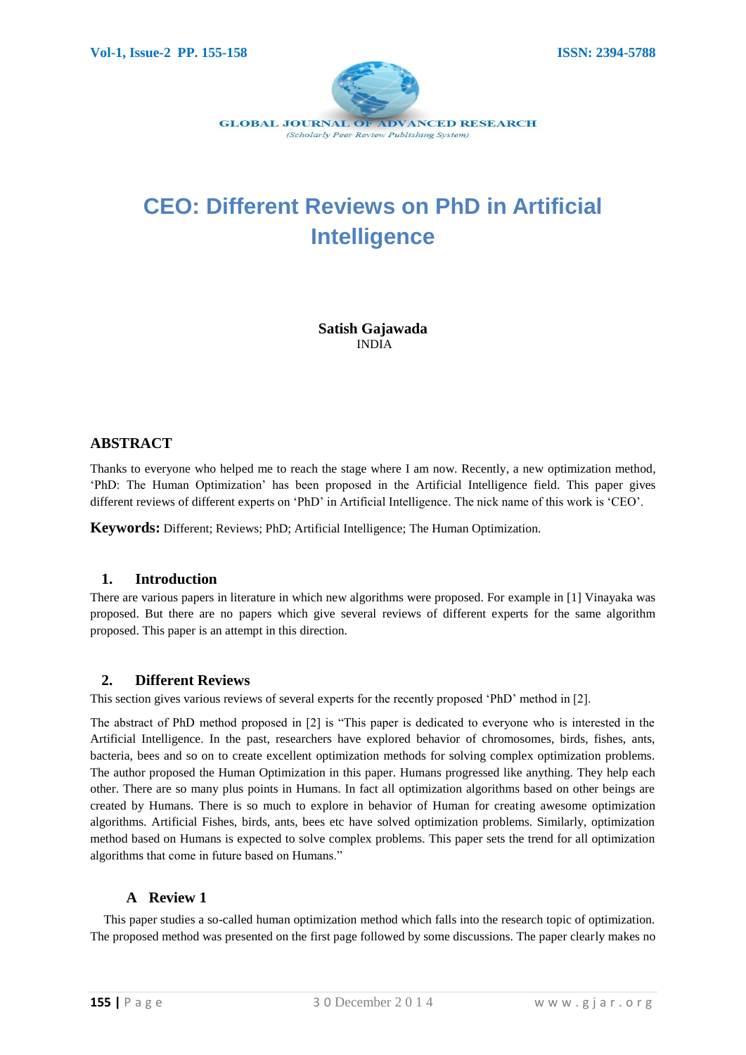# CEO: Different Reviews on PhD in Artificial Intelligence

**Satish Gajawada**
INDIA

## ABSTRACT

Thanks to everyone who helped me to reach the stage where I am now. Recently, a new optimization method, 'PhD: The Human Optimization' has been proposed in the Artificial Intelligence field. This paper gives different reviews of different experts on 'PhD' in Artificial Intelligence. The nick name of this work is 'CEO'.

**Keywords:** Different; Reviews; PhD; Artificial Intelligence; The Human Optimization.

## 1. Introduction

There are various papers in literature in which new algorithms were proposed. For example in [1] Vinayaka was proposed. But there are no papers which give several reviews of different experts for the same algorithm proposed. This paper is an attempt in this direction.

## 2. Different Reviews

This section gives various reviews of several experts for the recently proposed 'PhD' method in [2].

The abstract of PhD method proposed in [2] is "This paper is dedicated to everyone who is interested in the Artificial Intelligence. In the past, researchers have explored behavior of chromosomes, birds, fishes, ants, bacteria, bees and so on to create excellent optimization methods for solving complex optimization problems. The author proposed the Human Optimization in this paper. Humans progressed like anything. They help each other. There are so many plus points in Humans. In fact all optimization algorithms based on other beings are created by Humans. There is so much to explore in behavior of Human for creating awesome optimization algorithms. Artificial Fishes, birds, ants, bees etc have solved optimization problems. Similarly, optimization method based on Humans is expected to solve complex problems. This paper sets the trend for all optimization algorithms that come in future based on Humans."

### A Review 1

This paper studies a so-called human optimization method which falls into the research topic of optimization. The proposed method was presented on the first page followed by some discussions. The paper clearly makes no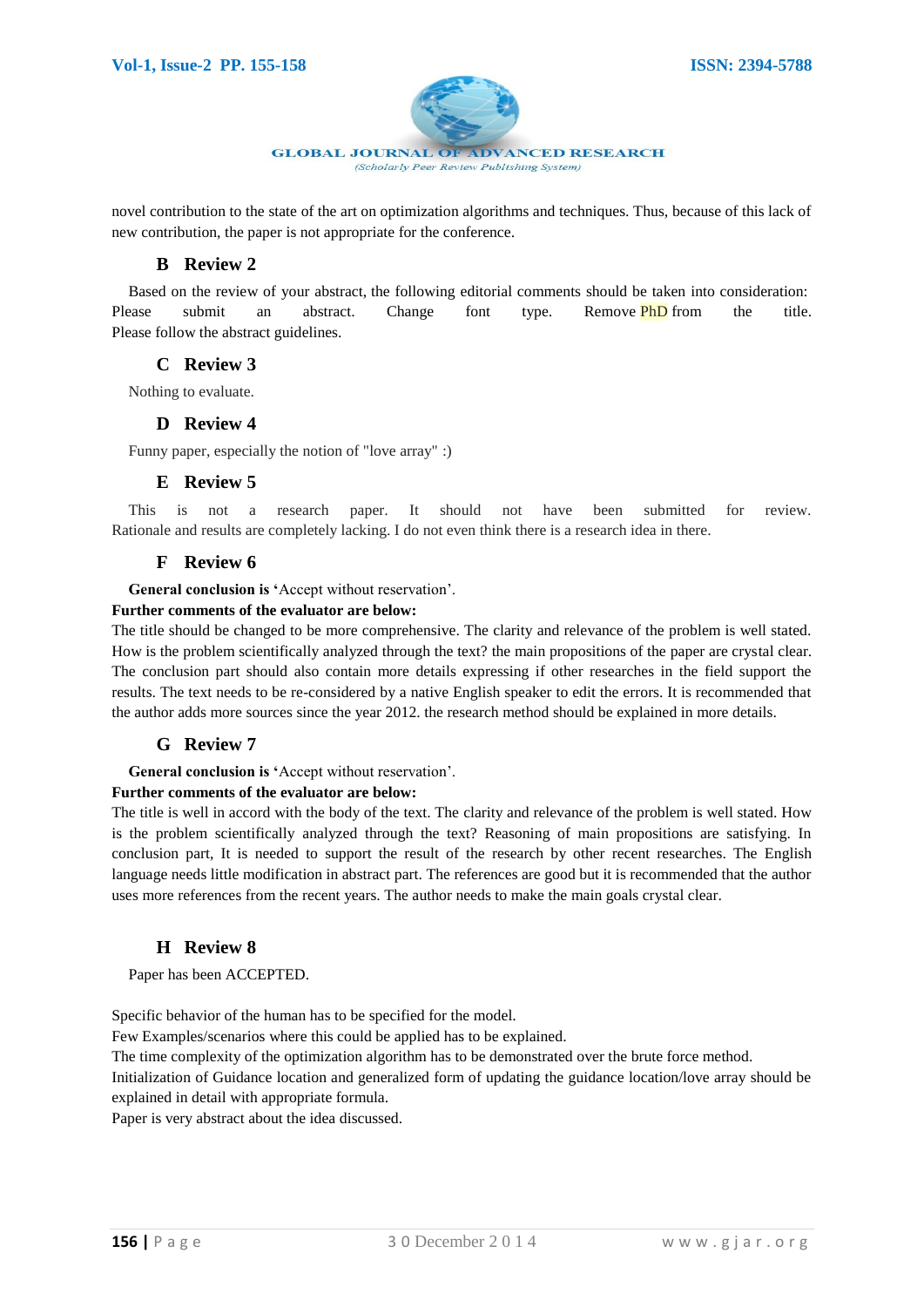novel contribution to the state of the art on optimization algorithms and techniques. Thus, because of this lack of new contribution, the paper is not appropriate for the conference.

### B Review 2

Based on the review of your abstract, the following editorial comments should be taken into consideration: Please submit an abstract. Change font type. Remove PhD from the title. Please follow the abstract guidelines.

### C Review 3

Nothing to evaluate.

### D Review 4

Funny paper, especially the notion of "love array" :)

### E Review 5

This is not a research paper. It should not have been submitted for review. Rationale and results are completely lacking. I do not even think there is a research idea in there.

### F Review 6

**General conclusion is '**Accept without reservation'.

**Further comments of the evaluator are below:**

The title should be changed to be more comprehensive. The clarity and relevance of the problem is well stated. How is the problem scientifically analyzed through the text? the main propositions of the paper are crystal clear. The conclusion part should also contain more details expressing if other researches in the field support the results. The text needs to be re-considered by a native English speaker to edit the errors. It is recommended that the author adds more sources since the year 2012. the research method should be explained in more details.

### G Review 7

**General conclusion is '**Accept without reservation'.

**Further comments of the evaluator are below:**

The title is well in accord with the body of the text. The clarity and relevance of the problem is well stated. How is the problem scientifically analyzed through the text? Reasoning of main propositions are satisfying. In conclusion part, It is needed to support the result of the research by other recent researches. The English language needs little modification in abstract part. The references are good but it is recommended that the author uses more references from the recent years. The author needs to make the main goals crystal clear.

### H Review 8

Paper has been ACCEPTED.

Specific behavior of the human has to be specified for the model.
Few Examples/scenarios where this could be applied has to be explained.
The time complexity of the optimization algorithm has to be demonstrated over the brute force method.
Initialization of Guidance location and generalized form of updating the guidance location/love array should be explained in detail with appropriate formula.
Paper is very abstract about the idea discussed.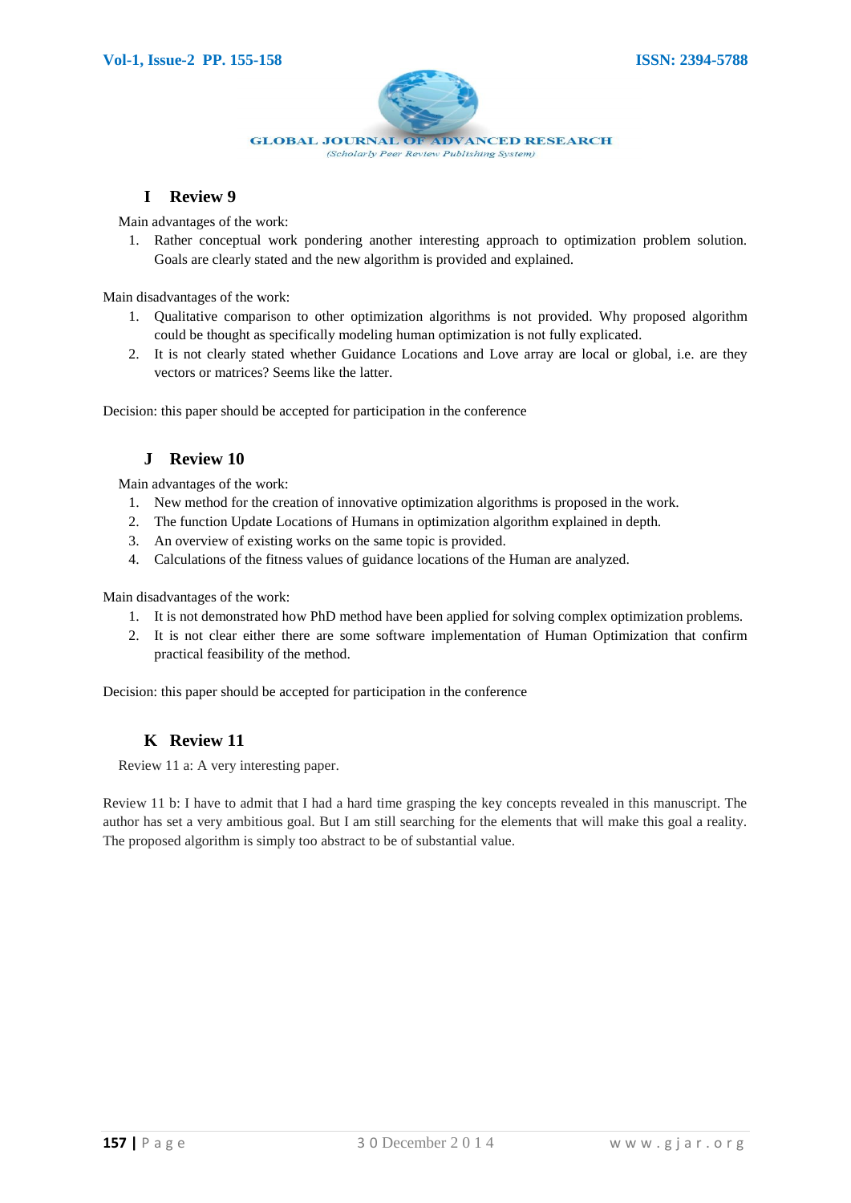## I Review 9

Main advantages of the work:

1. Rather conceptual work pondering another interesting approach to optimization problem solution. Goals are clearly stated and the new algorithm is provided and explained.

Main disadvantages of the work:

1. Qualitative comparison to other optimization algorithms is not provided. Why proposed algorithm could be thought as specifically modeling human optimization is not fully explicated.
2. It is not clearly stated whether Guidance Locations and Love array are local or global, i.e. are they vectors or matrices? Seems like the latter.

Decision: this paper should be accepted for participation in the conference

## J Review 10

Main advantages of the work:

1. New method for the creation of innovative optimization algorithms is proposed in the work.
2. The function Update Locations of Humans in optimization algorithm explained in depth.
3. An overview of existing works on the same topic is provided.
4. Calculations of the fitness values of guidance locations of the Human are analyzed.

Main disadvantages of the work:

1. It is not demonstrated how PhD method have been applied for solving complex optimization problems.
2. It is not clear either there are some software implementation of Human Optimization that confirm practical feasibility of the method.

Decision: this paper should be accepted for participation in the conference

## K Review 11

Review 11 a: A very interesting paper.

Review 11 b: I have to admit that I had a hard time grasping the key concepts revealed in this manuscript. The author has set a very ambitious goal. But I am still searching for the elements that will make this goal a reality. The proposed algorithm is simply too abstract to be of substantial value.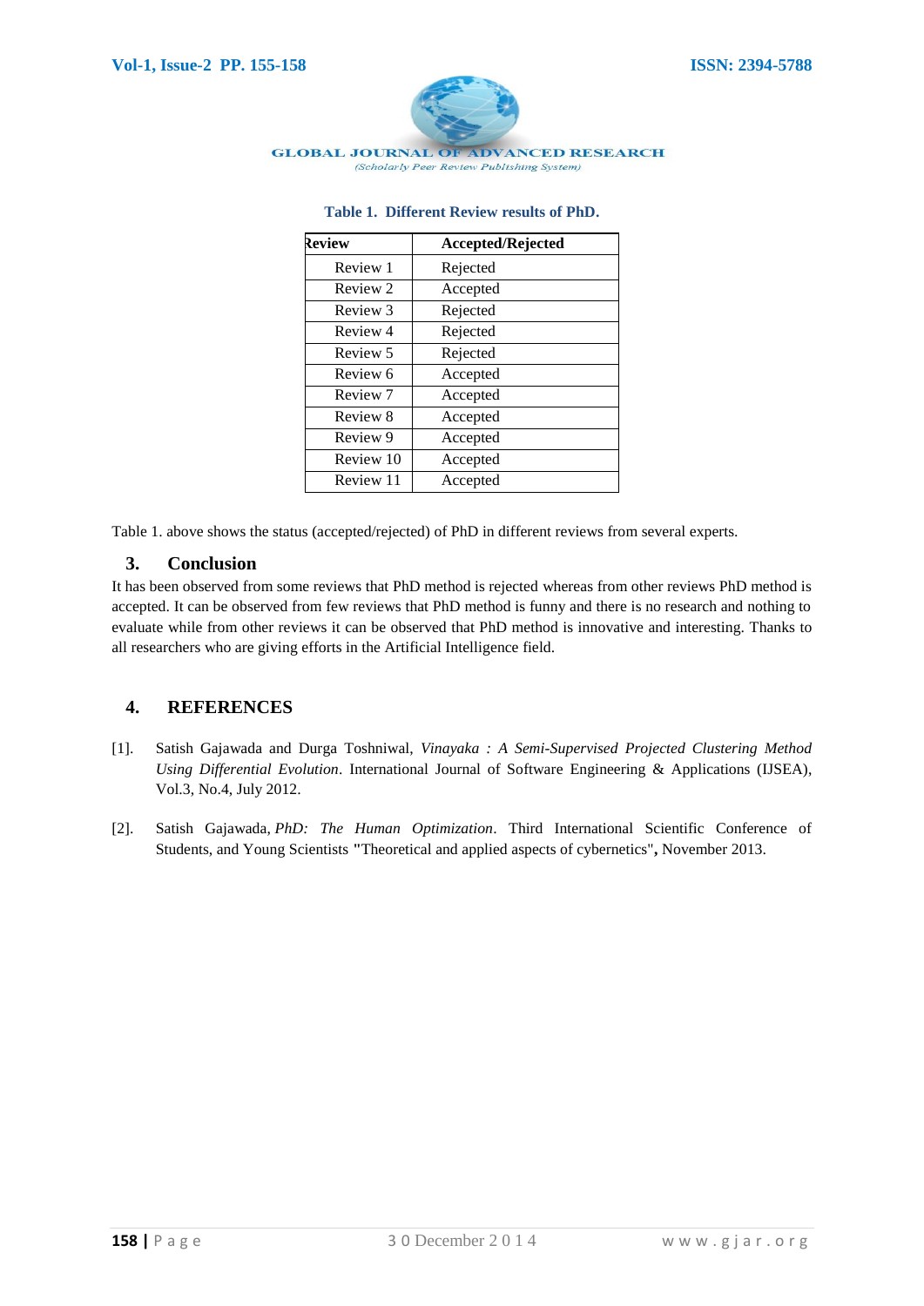**Table 1. Different Review results of PhD.**

| Review | Accepted/Rejected |
|---|---|
| Review 1 | Rejected |
| Review 2 | Accepted |
| Review 3 | Rejected |
| Review 4 | Rejected |
| Review 5 | Rejected |
| Review 6 | Accepted |
| Review 7 | Accepted |
| Review 8 | Accepted |
| Review 9 | Accepted |
| Review 10 | Accepted |
| Review 11 | Accepted |

Table 1. above shows the status (accepted/rejected) of PhD in different reviews from several experts.

## 3. Conclusion

It has been observed from some reviews that PhD method is rejected whereas from other reviews PhD method is accepted. It can be observed from few reviews that PhD method is funny and there is no research and nothing to evaluate while from other reviews it can be observed that PhD method is innovative and interesting. Thanks to all researchers who are giving efforts in the Artificial Intelligence field.

## 4. REFERENCES

[1]. Satish Gajawada and Durga Toshniwal, *Vinayaka : A Semi-Supervised Projected Clustering Method Using Differential Evolution*. International Journal of Software Engineering & Applications (IJSEA), Vol.3, No.4, July 2012.

[2]. Satish Gajawada, *PhD: The Human Optimization*. Third International Scientific Conference of Students, and Young Scientists **"**Theoretical and applied aspects of cybernetics"**,** November 2013.